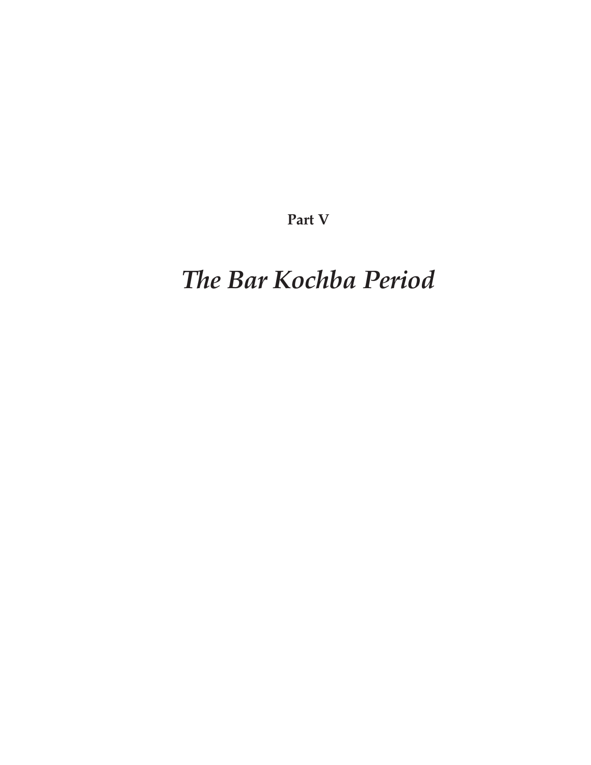**Part V**

# *The Bar Kochba Period*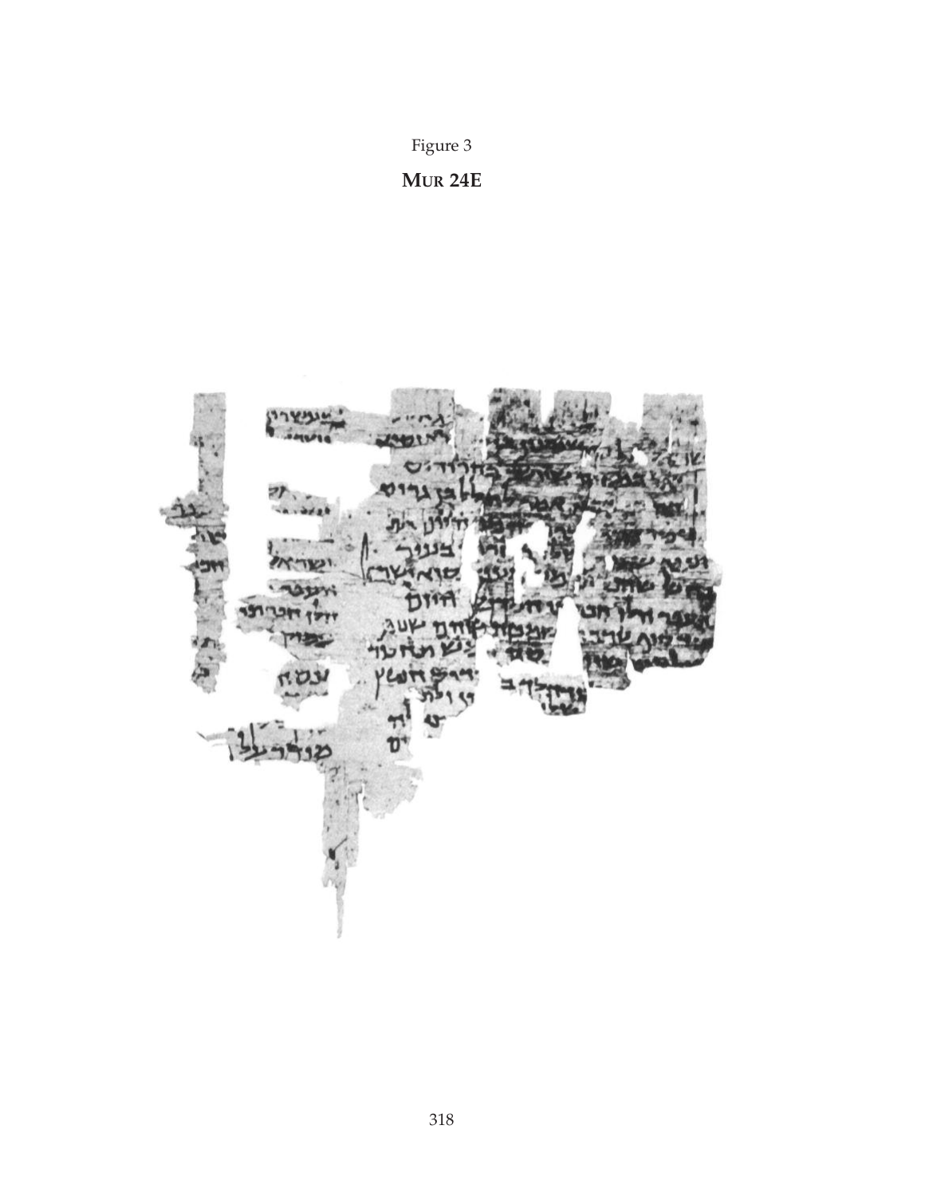Figure 3

**MUR 24E**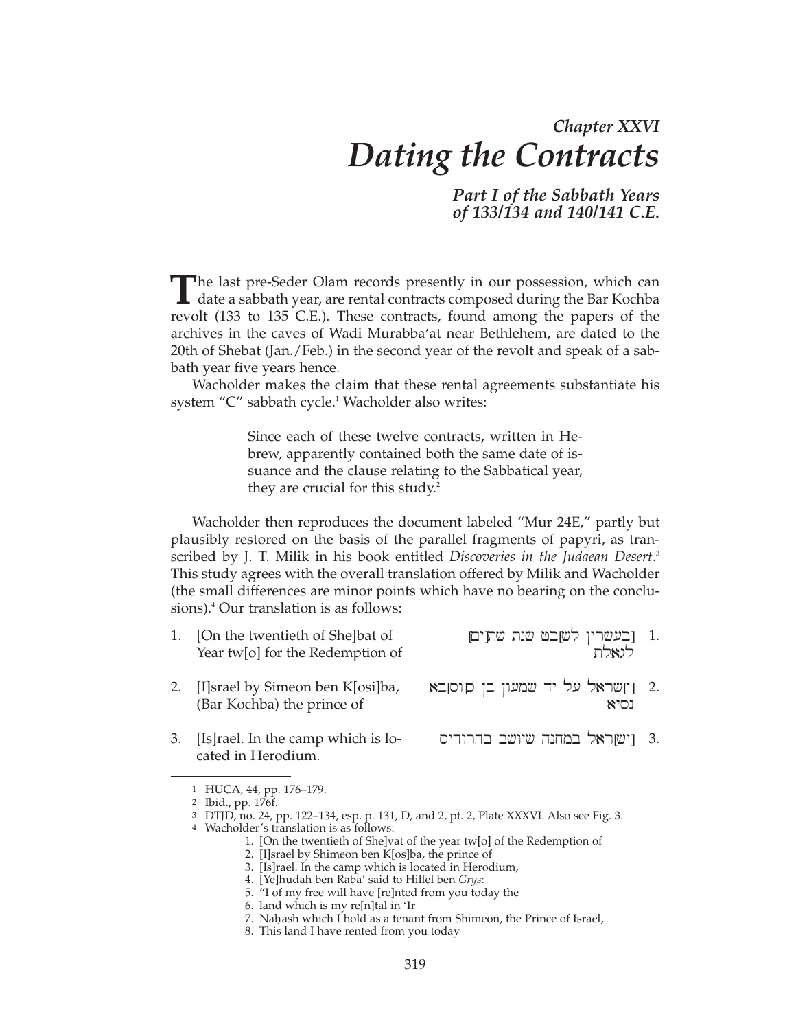## *Chapter XXVI*

# *Dating the Contracts*

### *Part I of the Sabbath Years of 133/134 and 140/141 C.E.*

The last pre-Seder Olam records presently in our possession, which can date a sabbath year, are rental contracts composed during the Bar Kochba revolt (133 to 135 C.E.). These contracts, found among the papers of the archives in the caves of Wadi Murabba'at near Bethlehem, are dated to the 20th of Shebat (Jan./Feb.) in the second year of the revolt and speak of a sabbath year five years hence.

Wacholder makes the claim that these rental agreements substantiate his system "C" sabbath cycle.[1] Wacholder also writes:

> Since each of these twelve contracts, written in Hebrew, apparently contained both the same date of issuance and the clause relating to the Sabbatical year, they are crucial for this study.[2]

Wacholder then reproduces the document labeled "Mur 24E," partly but plausibly restored on the basis of the parallel fragments of papyri, as transcribed by J. T. Milik in his book entitled *Discoveries in the Judaean Desert*.[3] This study agrees with the overall translation offered by Milik and Wacholder (the small differences are minor points which have no bearing on the conclusions).[4] Our translation is as follows:

| | |
|---|---|
| 1. [On the twentieth of She]bat of Year tw[o] for the Redemption of | 1. [בעשרין לש]בט שנת שת[ים] לגאלת |
| 2. [I]srael by Simeon ben K[osi]ba, (Bar Kochba) the prince of | 2. [י]שראל על יד שמעון בן כ[וס]בא נסיא |
| 3. [Is]rael. In the camp which is located in Herodium. | 3. [ישר]אל במחנה שיושב בהרודיס |

---

1 HUCA, 44, pp. 176–179.

2 Ibid., pp. 176f.

3 DTJD, no. 24, pp. 122–134, esp. p. 131, D, and 2, pt. 2, Plate XXXVI. Also see Fig. 3.

4 Wacholder's translation is as follows:

1. [On the twentieth of She]vat of the year tw[o] of the Redemption of
2. [I]srael by Shimeon ben K[os]ba, the prince of
3. [Is]rael. In the camp which is located in Herodium,
4. [Ye]hudah ben Raba' said to Hillel ben *Grys*:
5. "I of my free will have [re]nted from you today the
6. land which is my re[n]tal in 'Ir
7. Naḥash which I hold as a tenant from Shimeon, the Prince of Israel,
8. This land I have rented from you today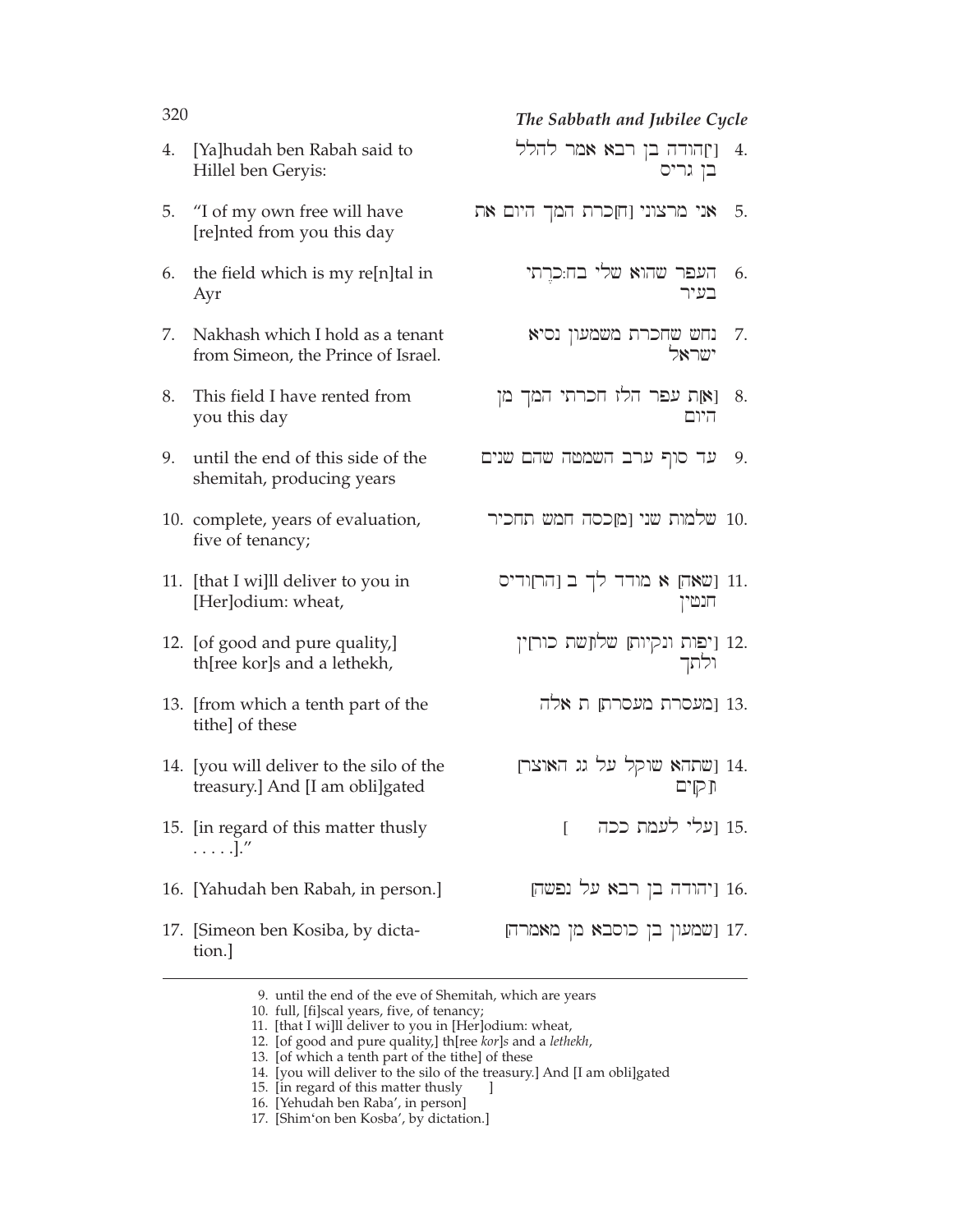| | | |
|---|---|---|
| 4. | [Ya]hudah ben Rabah said to Hillel ben Geryis: | 4. [י]הודה בן רבא אמר להלל בן גריס |
| 5. | "I of my own free will have [re]nted from you this day | 5. אני מרצוני [ח]כרת המך היום את |
| 6. | the field which is my re[n]tal in Ayr | 6. העפר שהוא שלי בח:כרתי בעיר |
| 7. | Nakhash which I hold as a tenant from Simeon, the Prince of Israel. | 7. נחש שחכרת משמעון נסיא ישראל |
| 8. | This field I have rented from you this day | 8. [א]ת עפר הלז חכרתי המך מן היום |
| 9. | until the end of this side of the shemitah, producing years | 9. עד סוף ערב השמטה שהם שנים |
| 10. | complete, years of evaluation, five of tenancy; | 10. שלמות שני [מ]כסה חמש תחכיר |
| 11. | [that I wi]ll deliver to you in [Her]odium: wheat, | 11. [שאה] א מודד לך ב [הר]ודיס חנטין |
| 12. | [of good and pure quality,] th[ree kor]s and a lethekh, | 12. [יפות ונקיות] שלו[שת כור]ין ולתך |
| 13. | [from which a tenth part of the tithe] of these | 13. [מעסרת מעסרת] ת אלה |
| 14. | [you will deliver to the silo of the treasury.] And [I am obli]gated | 14. [שתהא שוקל על גג האוצר] ת[קים] |
| 15. | [in regard of this matter thusly . . . . .]." | 15. [עלי לעמת ככה ] |
| 16. | [Yahudah ben Rabah, in person.] | 16. [יהודה בן רבא על נפשה] |
| 17. | [Simeon ben Kosiba, by dictation.] | 17. [שמעון בן כוסבא מן מאמרה] |

---

9. until the end of the eve of Shemitah, which are years
10. full, [fi]scal years, five, of tenancy;
11. [that I wi]ll deliver to you in [Her]odium: wheat,
12. [of good and pure quality,] th[ree *kor*]s and a *lethekh*,
13. [of which a tenth part of the tithe] of these
14. [you will deliver to the silo of the treasury.] And [I am obli]gated
15. [in regard of this matter thusly ]
16. [Yehudah ben Raba', in person]
17. [Shim'on ben Kosba', by dictation.]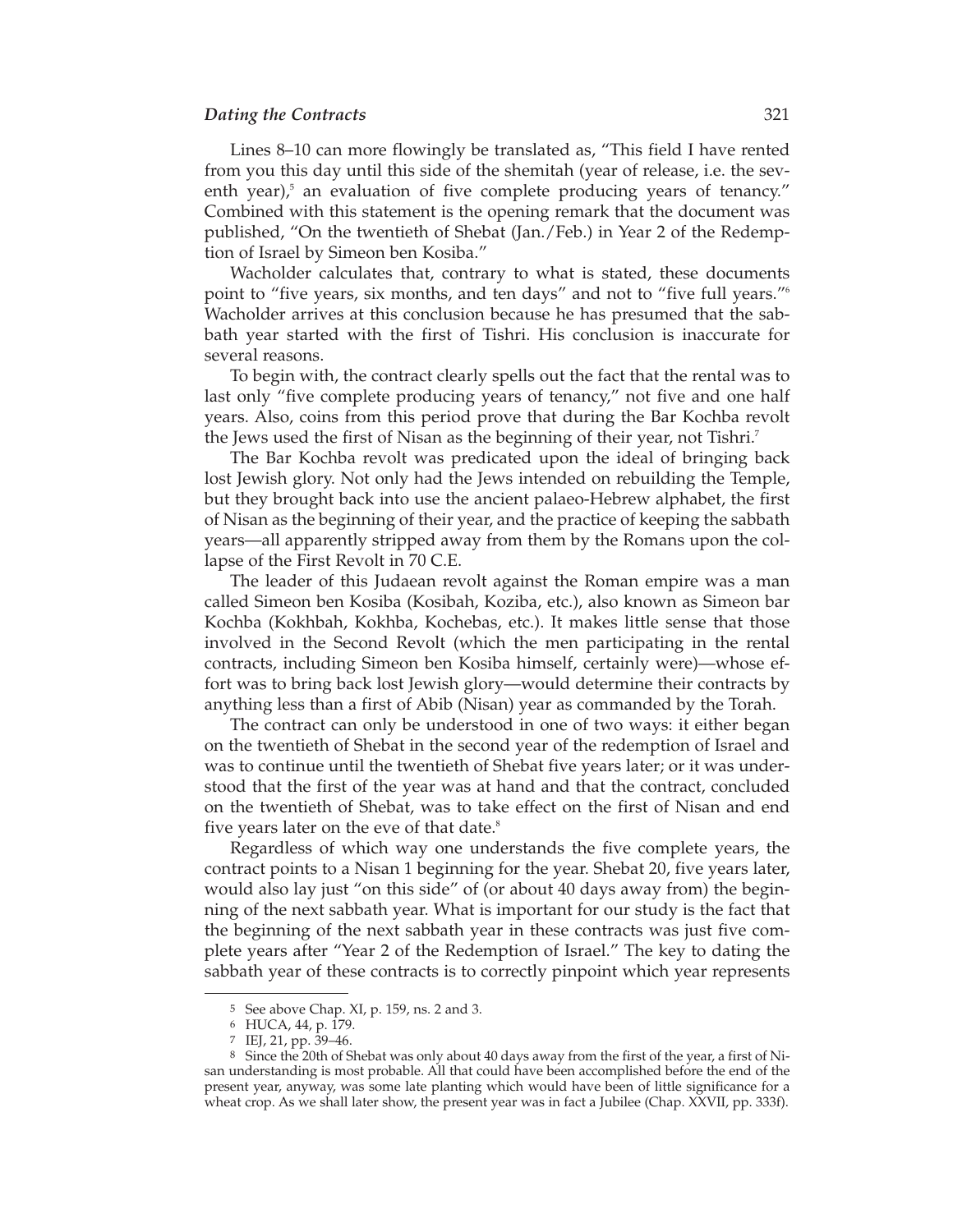Lines 8–10 can more flowingly be translated as, "This field I have rented from you this day until this side of the shemitah (year of release, i.e. the seventh year),[5] an evaluation of five complete producing years of tenancy." Combined with this statement is the opening remark that the document was published, "On the twentieth of Shebat (Jan./Feb.) in Year 2 of the Redemption of Israel by Simeon ben Kosiba."

Wacholder calculates that, contrary to what is stated, these documents point to "five years, six months, and ten days" and not to "five full years."[6] Wacholder arrives at this conclusion because he has presumed that the sabbath year started with the first of Tishri. His conclusion is inaccurate for several reasons.

To begin with, the contract clearly spells out the fact that the rental was to last only "five complete producing years of tenancy," not five and one half years. Also, coins from this period prove that during the Bar Kochba revolt the Jews used the first of Nisan as the beginning of their year, not Tishri.[7]

The Bar Kochba revolt was predicated upon the ideal of bringing back lost Jewish glory. Not only had the Jews intended on rebuilding the Temple, but they brought back into use the ancient palaeo-Hebrew alphabet, the first of Nisan as the beginning of their year, and the practice of keeping the sabbath years—all apparently stripped away from them by the Romans upon the collapse of the First Revolt in 70 C.E.

The leader of this Judaean revolt against the Roman empire was a man called Simeon ben Kosiba (Kosibah, Koziba, etc.), also known as Simeon bar Kochba (Kokhbah, Kokhba, Kochebas, etc.). It makes little sense that those involved in the Second Revolt (which the men participating in the rental contracts, including Simeon ben Kosiba himself, certainly were)—whose effort was to bring back lost Jewish glory—would determine their contracts by anything less than a first of Abib (Nisan) year as commanded by the Torah.

The contract can only be understood in one of two ways: it either began on the twentieth of Shebat in the second year of the redemption of Israel and was to continue until the twentieth of Shebat five years later; or it was understood that the first of the year was at hand and that the contract, concluded on the twentieth of Shebat, was to take effect on the first of Nisan and end five years later on the eve of that date.[8]

Regardless of which way one understands the five complete years, the contract points to a Nisan 1 beginning for the year. Shebat 20, five years later, would also lay just "on this side" of (or about 40 days away from) the beginning of the next sabbath year. What is important for our study is the fact that the beginning of the next sabbath year in these contracts was just five complete years after "Year 2 of the Redemption of Israel." The key to dating the sabbath year of these contracts is to correctly pinpoint which year represents

---

5 See above Chap. XI, p. 159, ns. 2 and 3.

6 HUCA, 44, p. 179.

7 IEJ, 21, pp. 39–46.

8 Since the 20th of Shebat was only about 40 days away from the first of the year, a first of Nisan understanding is most probable. All that could have been accomplished before the end of the present year, anyway, was some late planting which would have been of little significance for a wheat crop. As we shall later show, the present year was in fact a Jubilee (Chap. XXVII, pp. 333f).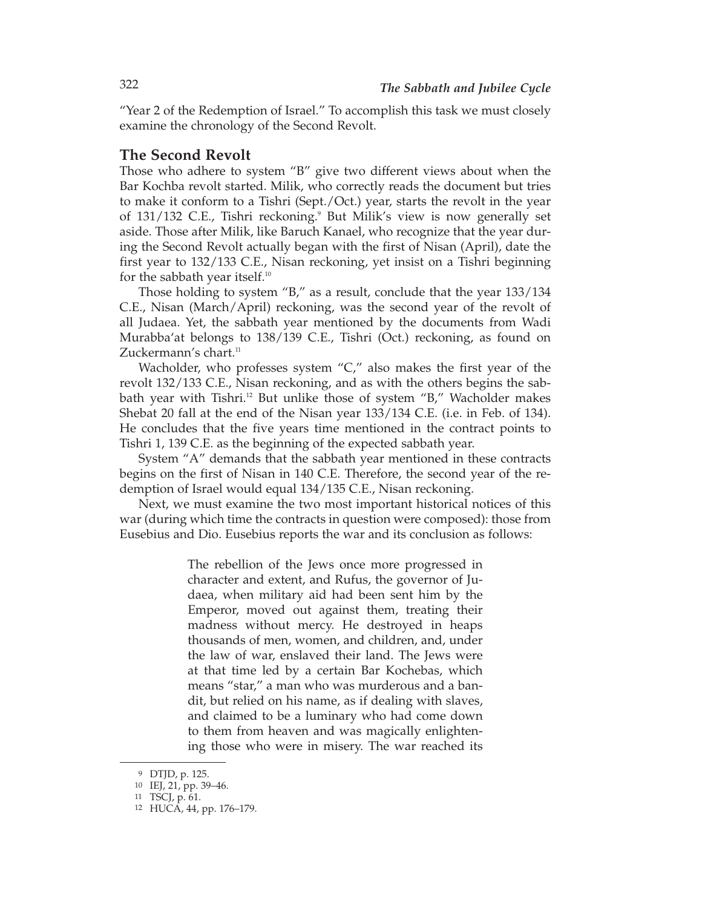"Year 2 of the Redemption of Israel." To accomplish this task we must closely examine the chronology of the Second Revolt.

## The Second Revolt

Those who adhere to system "B" give two different views about when the Bar Kochba revolt started. Milik, who correctly reads the document but tries to make it conform to a Tishri (Sept./Oct.) year, starts the revolt in the year of 131/132 C.E., Tishri reckoning.[9] But Milik's view is now generally set aside. Those after Milik, like Baruch Kanael, who recognize that the year during the Second Revolt actually began with the first of Nisan (April), date the first year to 132/133 C.E., Nisan reckoning, yet insist on a Tishri beginning for the sabbath year itself.[10]

Those holding to system "B," as a result, conclude that the year 133/134 C.E., Nisan (March/April) reckoning, was the second year of the revolt of all Judaea. Yet, the sabbath year mentioned by the documents from Wadi Murabba'at belongs to 138/139 C.E., Tishri (Oct.) reckoning, as found on Zuckermann's chart.[11]

Wacholder, who professes system "C," also makes the first year of the revolt 132/133 C.E., Nisan reckoning, and as with the others begins the sabbath year with Tishri.[12] But unlike those of system "B," Wacholder makes Shebat 20 fall at the end of the Nisan year 133/134 C.E. (i.e. in Feb. of 134). He concludes that the five years time mentioned in the contract points to Tishri 1, 139 C.E. as the beginning of the expected sabbath year.

System "A" demands that the sabbath year mentioned in these contracts begins on the first of Nisan in 140 C.E. Therefore, the second year of the redemption of Israel would equal 134/135 C.E., Nisan reckoning.

Next, we must examine the two most important historical notices of this war (during which time the contracts in question were composed): those from Eusebius and Dio. Eusebius reports the war and its conclusion as follows:

> The rebellion of the Jews once more progressed in character and extent, and Rufus, the governor of Judaea, when military aid had been sent him by the Emperor, moved out against them, treating their madness without mercy. He destroyed in heaps thousands of men, women, and children, and, under the law of war, enslaved their land. The Jews were at that time led by a certain Bar Kochebas, which means "star," a man who was murderous and a bandit, but relied on his name, as if dealing with slaves, and claimed to be a luminary who had come down to them from heaven and was magically enlightening those who were in misery. The war reached its

[9] DTJD, p. 125.

[10] IEJ, 21, pp. 39–46.

[11] TSCJ, p. 61.

[12] HUCA, 44, pp. 176–179.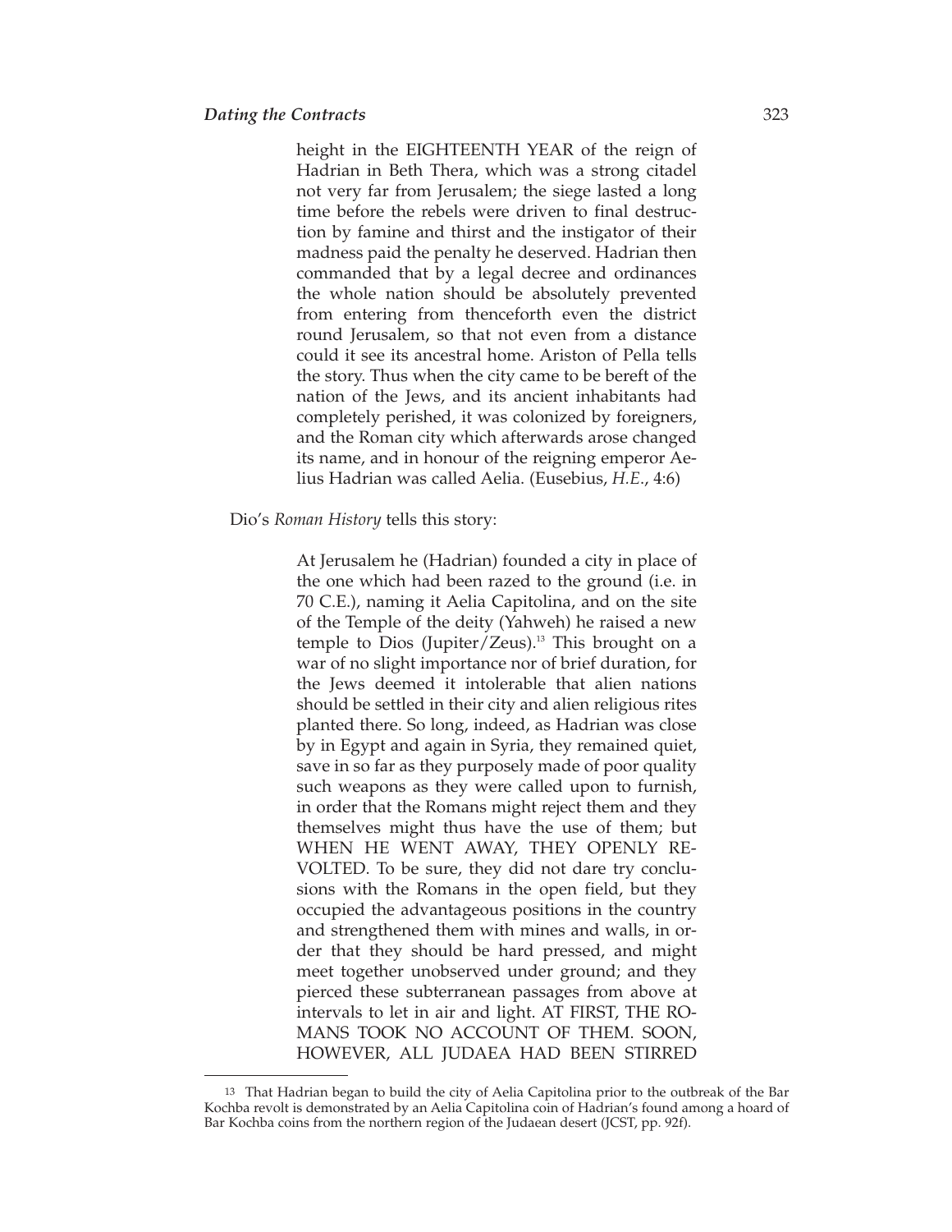> height in the EIGHTEENTH YEAR of the reign of Hadrian in Beth Thera, which was a strong citadel not very far from Jerusalem; the siege lasted a long time before the rebels were driven to final destruction by famine and thirst and the instigator of their madness paid the penalty he deserved. Hadrian then commanded that by a legal decree and ordinances the whole nation should be absolutely prevented from entering from thenceforth even the district round Jerusalem, so that not even from a distance could it see its ancestral home. Ariston of Pella tells the story. Thus when the city came to be bereft of the nation of the Jews, and its ancient inhabitants had completely perished, it was colonized by foreigners, and the Roman city which afterwards arose changed its name, and in honour of the reigning emperor Aelius Hadrian was called Aelia. (Eusebius, *H.E.*, 4:6)

Dio's *Roman History* tells this story:

> At Jerusalem he (Hadrian) founded a city in place of the one which had been razed to the ground (i.e. in 70 C.E.), naming it Aelia Capitolina, and on the site of the Temple of the deity (Yahweh) he raised a new temple to Dios (Jupiter/Zeus).[13] This brought on a war of no slight importance nor of brief duration, for the Jews deemed it intolerable that alien nations should be settled in their city and alien religious rites planted there. So long, indeed, as Hadrian was close by in Egypt and again in Syria, they remained quiet, save in so far as they purposely made of poor quality such weapons as they were called upon to furnish, in order that the Romans might reject them and they themselves might thus have the use of them; but WHEN HE WENT AWAY, THEY OPENLY REVOLTED. To be sure, they did not dare try conclusions with the Romans in the open field, but they occupied the advantageous positions in the country and strengthened them with mines and walls, in order that they should be hard pressed, and might meet together unobserved under ground; and they pierced these subterranean passages from above at intervals to let in air and light. AT FIRST, THE ROMANS TOOK NO ACCOUNT OF THEM. SOON, HOWEVER, ALL JUDAEA HAD BEEN STIRRED

[13] That Hadrian began to build the city of Aelia Capitolina prior to the outbreak of the Bar Kochba revolt is demonstrated by an Aelia Capitolina coin of Hadrian's found among a hoard of Bar Kochba coins from the northern region of the Judaean desert (JCST, pp. 92f).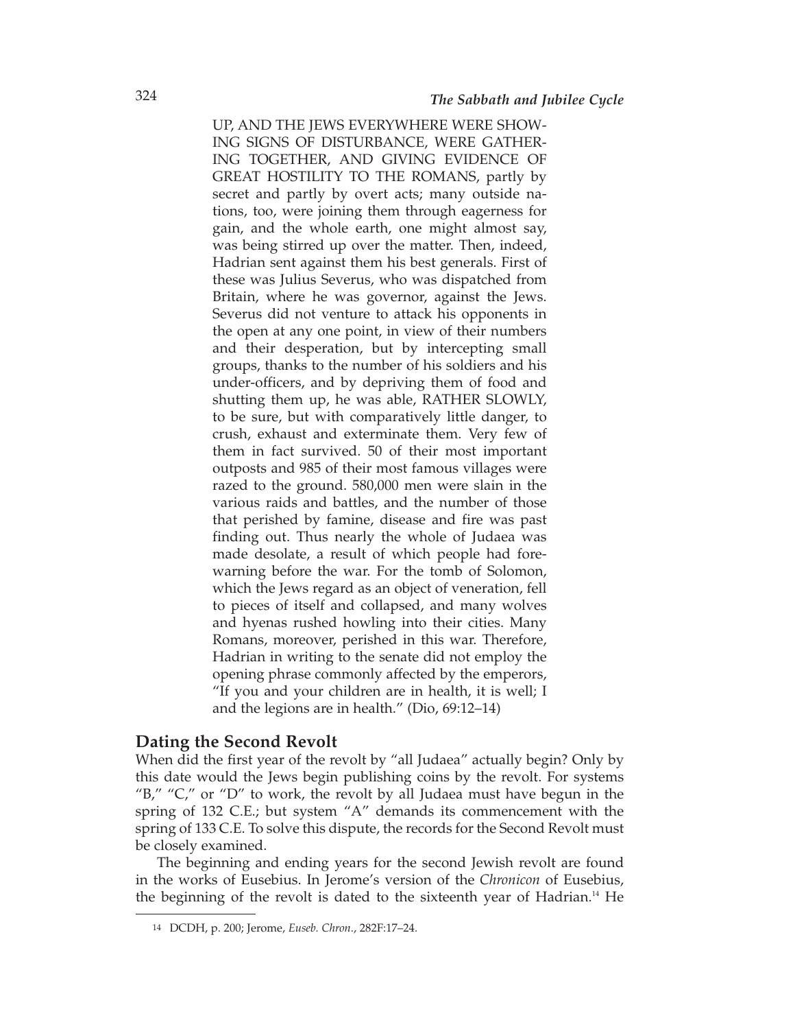UP, AND THE JEWS EVERYWHERE WERE SHOWING SIGNS OF DISTURBANCE, WERE GATHERING TOGETHER, AND GIVING EVIDENCE OF GREAT HOSTILITY TO THE ROMANS, partly by secret and partly by overt acts; many outside nations, too, were joining them through eagerness for gain, and the whole earth, one might almost say, was being stirred up over the matter. Then, indeed, Hadrian sent against them his best generals. First of these was Julius Severus, who was dispatched from Britain, where he was governor, against the Jews. Severus did not venture to attack his opponents in the open at any one point, in view of their numbers and their desperation, but by intercepting small groups, thanks to the number of his soldiers and his under-officers, and by depriving them of food and shutting them up, he was able, RATHER SLOWLY, to be sure, but with comparatively little danger, to crush, exhaust and exterminate them. Very few of them in fact survived. 50 of their most important outposts and 985 of their most famous villages were razed to the ground. 580,000 men were slain in the various raids and battles, and the number of those that perished by famine, disease and fire was past finding out. Thus nearly the whole of Judaea was made desolate, a result of which people had forewarning before the war. For the tomb of Solomon, which the Jews regard as an object of veneration, fell to pieces of itself and collapsed, and many wolves and hyenas rushed howling into their cities. Many Romans, moreover, perished in this war. Therefore, Hadrian in writing to the senate did not employ the opening phrase commonly affected by the emperors, "If you and your children are in health, it is well; I and the legions are in health." (Dio, 69:12–14)

## Dating the Second Revolt

When did the first year of the revolt by "all Judaea" actually begin? Only by this date would the Jews begin publishing coins by the revolt. For systems "B," "C," or "D" to work, the revolt by all Judaea must have begun in the spring of 132 C.E.; but system "A" demands its commencement with the spring of 133 C.E. To solve this dispute, the records for the Second Revolt must be closely examined.

The beginning and ending years for the second Jewish revolt are found in the works of Eusebius. In Jerome's version of the *Chronicon* of Eusebius, the beginning of the revolt is dated to the sixteenth year of Hadrian.[14] He

[14] DCDH, p. 200; Jerome, *Euseb. Chron.*, 282F:17–24.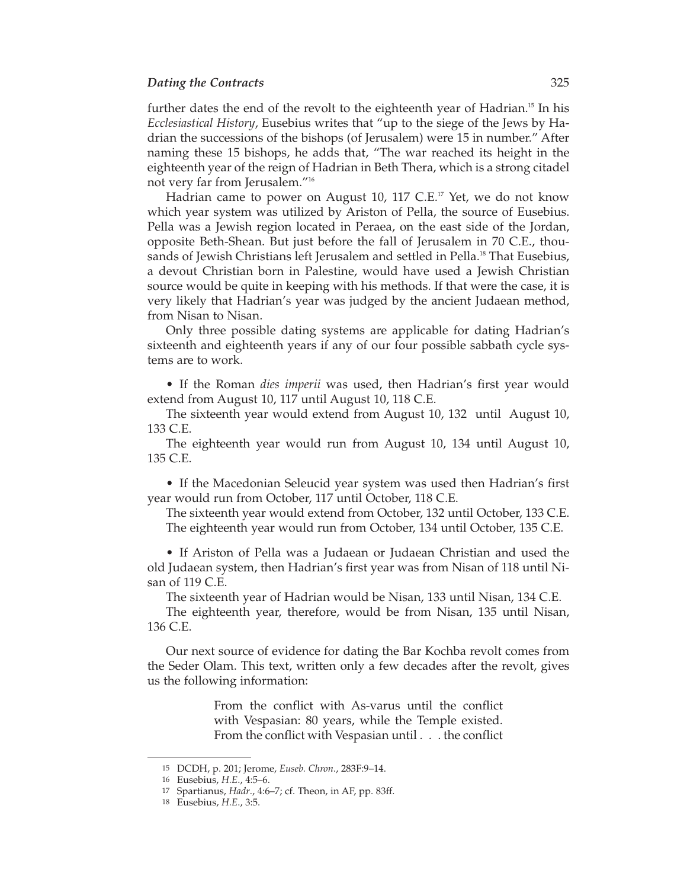further dates the end of the revolt to the eighteenth year of Hadrian.[15] In his *Ecclesiastical History*, Eusebius writes that "up to the siege of the Jews by Hadrian the successions of the bishops (of Jerusalem) were 15 in number." After naming these 15 bishops, he adds that, "The war reached its height in the eighteenth year of the reign of Hadrian in Beth Thera, which is a strong citadel not very far from Jerusalem."[16]

Hadrian came to power on August 10, 117 C.E.[17] Yet, we do not know which year system was utilized by Ariston of Pella, the source of Eusebius. Pella was a Jewish region located in Peraea, on the east side of the Jordan, opposite Beth-Shean. But just before the fall of Jerusalem in 70 C.E., thousands of Jewish Christians left Jerusalem and settled in Pella.[18] That Eusebius, a devout Christian born in Palestine, would have used a Jewish Christian source would be quite in keeping with his methods. If that were the case, it is very likely that Hadrian's year was judged by the ancient Judaean method, from Nisan to Nisan.

Only three possible dating systems are applicable for dating Hadrian's sixteenth and eighteenth years if any of our four possible sabbath cycle systems are to work.

• If the Roman *dies imperii* was used, then Hadrian's first year would extend from August 10, 117 until August 10, 118 C.E.

The sixteenth year would extend from August 10, 132 until August 10, 133 C.E.

The eighteenth year would run from August 10, 134 until August 10, 135 C.E.

• If the Macedonian Seleucid year system was used then Hadrian's first year would run from October, 117 until October, 118 C.E.

The sixteenth year would extend from October, 132 until October, 133 C.E.

The eighteenth year would run from October, 134 until October, 135 C.E.

• If Ariston of Pella was a Judaean or Judaean Christian and used the old Judaean system, then Hadrian's first year was from Nisan of 118 until Nisan of 119 C.E.

The sixteenth year of Hadrian would be Nisan, 133 until Nisan, 134 C.E.

The eighteenth year, therefore, would be from Nisan, 135 until Nisan, 136 C.E.

Our next source of evidence for dating the Bar Kochba revolt comes from the Seder Olam. This text, written only a few decades after the revolt, gives us the following information:

> From the conflict with As-varus until the conflict with Vespasian: 80 years, while the Temple existed. From the conflict with Vespasian until . . . the conflict

---

15 DCDH, p. 201; Jerome, *Euseb. Chron.*, 283F:9–14.

16 Eusebius, *H.E.*, 4:5–6.

17 Spartianus, *Hadr.*, 4:6–7; cf. Theon, in AF, pp. 83ff.

18 Eusebius, *H.E.*, 3:5.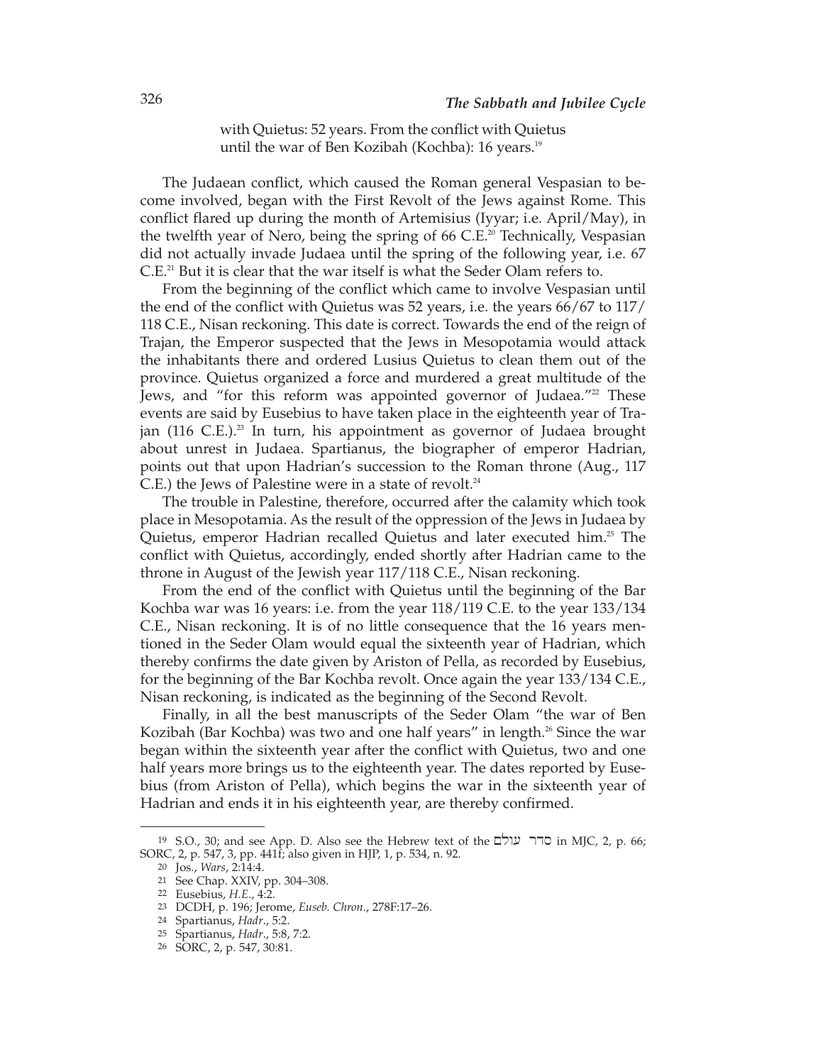> with Quietus: 52 years. From the conflict with Quietus until the war of Ben Kozibah (Kochba): 16 years.[19]

The Judaean conflict, which caused the Roman general Vespasian to become involved, began with the First Revolt of the Jews against Rome. This conflict flared up during the month of Artemisius (Iyyar; i.e. April/May), in the twelfth year of Nero, being the spring of 66 C.E.[20] Technically, Vespasian did not actually invade Judaea until the spring of the following year, i.e. 67 C.E.[21] But it is clear that the war itself is what the Seder Olam refers to.

From the beginning of the conflict which came to involve Vespasian until the end of the conflict with Quietus was 52 years, i.e. the years 66/67 to 117/118 C.E., Nisan reckoning. This date is correct. Towards the end of the reign of Trajan, the Emperor suspected that the Jews in Mesopotamia would attack the inhabitants there and ordered Lusius Quietus to clean them out of the province. Quietus organized a force and murdered a great multitude of the Jews, and "for this reform was appointed governor of Judaea."[22] These events are said by Eusebius to have taken place in the eighteenth year of Trajan (116 C.E.).[23] In turn, his appointment as governor of Judaea brought about unrest in Judaea. Spartianus, the biographer of emperor Hadrian, points out that upon Hadrian's succession to the Roman throne (Aug., 117 C.E.) the Jews of Palestine were in a state of revolt.[24]

The trouble in Palestine, therefore, occurred after the calamity which took place in Mesopotamia. As the result of the oppression of the Jews in Judaea by Quietus, emperor Hadrian recalled Quietus and later executed him.[25] The conflict with Quietus, accordingly, ended shortly after Hadrian came to the throne in August of the Jewish year 117/118 C.E., Nisan reckoning.

From the end of the conflict with Quietus until the beginning of the Bar Kochba war was 16 years: i.e. from the year 118/119 C.E. to the year 133/134 C.E., Nisan reckoning. It is of no little consequence that the 16 years mentioned in the Seder Olam would equal the sixteenth year of Hadrian, which thereby confirms the date given by Ariston of Pella, as recorded by Eusebius, for the beginning of the Bar Kochba revolt. Once again the year 133/134 C.E., Nisan reckoning, is indicated as the beginning of the Second Revolt.

Finally, in all the best manuscripts of the Seder Olam "the war of Ben Kozibah (Bar Kochba) was two and one half years" in length.[26] Since the war began within the sixteenth year after the conflict with Quietus, two and one half years more brings us to the eighteenth year. The dates reported by Eusebius (from Ariston of Pella), which begins the war in the sixteenth year of Hadrian and ends it in his eighteenth year, are thereby confirmed.

---

19 S.O., 30; and see App. D. Also see the Hebrew text of the סדר עולם in MJC, 2, p. 66; SORC, 2, p. 547, 3, pp. 441f; also given in HJP, 1, p. 534, n. 92.

20 Jos., *Wars*, 2:14:4.

21 See Chap. XXIV, pp. 304–308.

22 Eusebius, *H.E.*, 4:2.

23 DCDH, p. 196; Jerome, *Euseb. Chron.*, 278F:17–26.

24 Spartianus, *Hadr.*, 5:2.

25 Spartianus, *Hadr.*, 5:8, 7:2.

26 SORC, 2, p. 547, 30:81.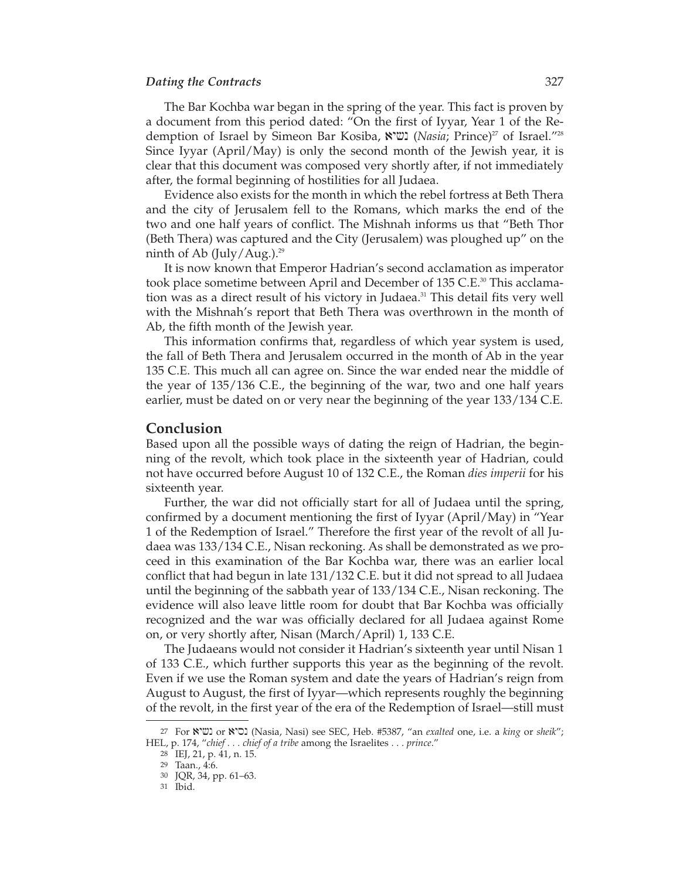The Bar Kochba war began in the spring of the year. This fact is proven by a document from this period dated: "On the first of Iyyar, Year 1 of the Redemption of Israel by Simeon Bar Kosiba, נשיא (*Nasia*; Prince)[27] of Israel."[28] Since Iyyar (April/May) is only the second month of the Jewish year, it is clear that this document was composed very shortly after, if not immediately after, the formal beginning of hostilities for all Judaea.

Evidence also exists for the month in which the rebel fortress at Beth Thera and the city of Jerusalem fell to the Romans, which marks the end of the two and one half years of conflict. The Mishnah informs us that "Beth Thor (Beth Thera) was captured and the City (Jerusalem) was ploughed up" on the ninth of Ab (July/Aug.).[29]

It is now known that Emperor Hadrian's second acclamation as imperator took place sometime between April and December of 135 C.E.[30] This acclamation was as a direct result of his victory in Judaea.[31] This detail fits very well with the Mishnah's report that Beth Thera was overthrown in the month of Ab, the fifth month of the Jewish year.

This information confirms that, regardless of which year system is used, the fall of Beth Thera and Jerusalem occurred in the month of Ab in the year 135 C.E. This much all can agree on. Since the war ended near the middle of the year of 135/136 C.E., the beginning of the war, two and one half years earlier, must be dated on or very near the beginning of the year 133/134 C.E.

## Conclusion

Based upon all the possible ways of dating the reign of Hadrian, the beginning of the revolt, which took place in the sixteenth year of Hadrian, could not have occurred before August 10 of 132 C.E., the Roman *dies imperii* for his sixteenth year.

Further, the war did not officially start for all of Judaea until the spring, confirmed by a document mentioning the first of Iyyar (April/May) in "Year 1 of the Redemption of Israel." Therefore the first year of the revolt of all Judaea was 133/134 C.E., Nisan reckoning. As shall be demonstrated as we proceed in this examination of the Bar Kochba war, there was an earlier local conflict that had begun in late 131/132 C.E. but it did not spread to all Judaea until the beginning of the sabbath year of 133/134 C.E., Nisan reckoning. The evidence will also leave little room for doubt that Bar Kochba was officially recognized and the war was officially declared for all Judaea against Rome on, or very shortly after, Nisan (March/April) 1, 133 C.E.

The Judaeans would not consider it Hadrian's sixteenth year until Nisan 1 of 133 C.E., which further supports this year as the beginning of the revolt. Even if we use the Roman system and date the years of Hadrian's reign from August to August, the first of Iyyar—which represents roughly the beginning of the revolt, in the first year of the era of the Redemption of Israel—still must

---

27 For נשיא or נסיא (Nasia, Nasi) see SEC, Heb. #5387, "an *exalted* one, i.e. a *king* or *sheik*"; HEL, p. 174, "*chief . . . chief of a tribe* among the Israelites . . . *prince*."

28 IEJ, 21, p. 41, n. 15.

29 Taan., 4:6.

30 JQR, 34, pp. 61–63.

31 Ibid.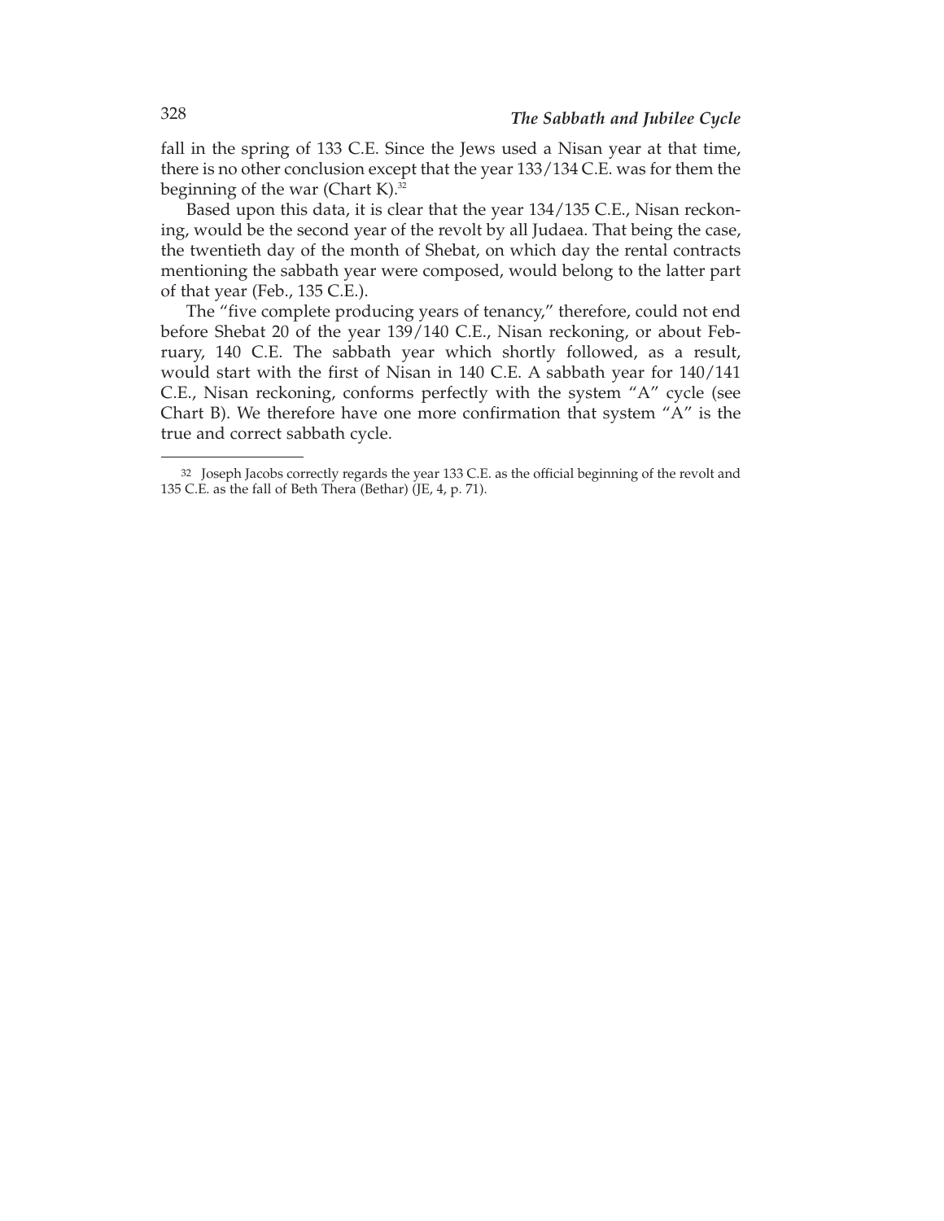fall in the spring of 133 C.E. Since the Jews used a Nisan year at that time, there is no other conclusion except that the year 133/134 C.E. was for them the beginning of the war (Chart K).[32]

Based upon this data, it is clear that the year 134/135 C.E., Nisan reckoning, would be the second year of the revolt by all Judaea. That being the case, the twentieth day of the month of Shebat, on which day the rental contracts mentioning the sabbath year were composed, would belong to the latter part of that year (Feb., 135 C.E.).

The "five complete producing years of tenancy," therefore, could not end before Shebat 20 of the year 139/140 C.E., Nisan reckoning, or about February, 140 C.E. The sabbath year which shortly followed, as a result, would start with the first of Nisan in 140 C.E. A sabbath year for 140/141 C.E., Nisan reckoning, conforms perfectly with the system "A" cycle (see Chart B). We therefore have one more confirmation that system "A" is the true and correct sabbath cycle.

---

32 Joseph Jacobs correctly regards the year 133 C.E. as the official beginning of the revolt and 135 C.E. as the fall of Beth Thera (Bethar) (JE, 4, p. 71).